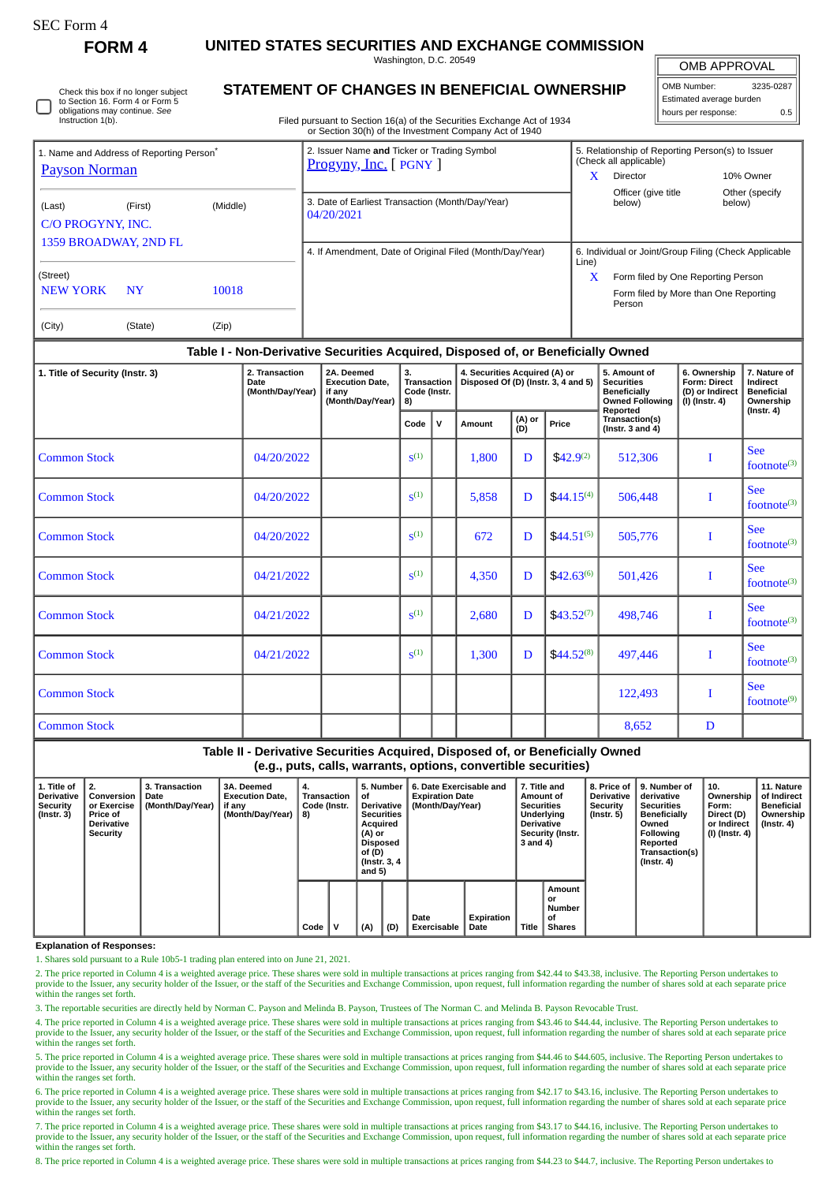SEC Form 4

# FORM 4

## UNITED STATES SECURITIES AND EXCHANGE COMMISSION

Washington, D.C. 20549

## STATEMENT OF CHANGES IN BENEFICIAL OWNERSHIP

Filed pursuant to Section 16(a) of the Securities Exchange Act of 1934 or Section 30(h) of the Investment Company Act of 1940

| OMB APPROVAL | |
|---|---|
| OMB Number: | 3235-0287 |
| Estimated average burden | |
| hours per response: | 0.5 |

☐ Check this box if no longer subject to Section 16. Form 4 or Form 5 obligations may continue. *See* Instruction 1(b).

| 1. Name and Address of Reporting Person* | 2. Issuer Name **and** Ticker or Trading Symbol | 5. Relationship of Reporting Person(s) to Issuer (Check all applicable) |
|---|---|---|
| Payson Norman | Progyny, Inc. [ PGNY ] | X Director; 10% Owner; Officer (give title below); Other (specify below) |
| (Last) (First) (Middle) C/O PROGYNY, INC. 1359 BROADWAY, 2ND FL | 3. Date of Earliest Transaction (Month/Day/Year) 04/20/2021 | |
| (Street) NEW YORK NY 10018 | 4. If Amendment, Date of Original Filed (Month/Day/Year) | 6. Individual or Joint/Group Filing (Check Applicable Line) X Form filed by One Reporting Person; Form filed by More than One Reporting Person |
| (City) (State) (Zip) | | |

### Table I - Non-Derivative Securities Acquired, Disposed of, or Beneficially Owned

| 1. Title of Security (Instr. 3) | 2. Transaction Date (Month/Day/Year) | 2A. Deemed Execution Date, if any (Month/Day/Year) | 3. Transaction Code (Instr. 8) Code | V | 4. Securities Acquired (A) or Disposed Of (D) (Instr. 3, 4 and 5) Amount | (A) or (D) | Price | 5. Amount of Securities Beneficially Owned Following Reported Transaction(s) (Instr. 3 and 4) | 6. Ownership Form: Direct (D) or Indirect (I) (Instr. 4) | 7. Nature of Indirect Beneficial Ownership (Instr. 4) |
|---|---|---|---|---|---|---|---|---|---|---|
| Common Stock | 04/20/2022 | | S[1] | | 1,800 | D | $42.9[2] | 512,306 | I | See footnote[3] |
| Common Stock | 04/20/2022 | | S[1] | | 5,858 | D | $44.15[4] | 506,448 | I | See footnote[3] |
| Common Stock | 04/20/2022 | | S[1] | | 672 | D | $44.51[5] | 505,776 | I | See footnote[3] |
| Common Stock | 04/21/2022 | | S[1] | | 4,350 | D | $42.63[6] | 501,426 | I | See footnote[3] |
| Common Stock | 04/21/2022 | | S[1] | | 2,680 | D | $43.52[7] | 498,746 | I | See footnote[3] |
| Common Stock | 04/21/2022 | | S[1] | | 1,300 | D | $44.52[8] | 497,446 | I | See footnote[3] |
| Common Stock | | | | | | | | 122,493 | I | See footnote[9] |
| Common Stock | | | | | | | | 8,652 | D | |

### Table II - Derivative Securities Acquired, Disposed of, or Beneficially Owned (e.g., puts, calls, warrants, options, convertible securities)

| 1. Title of Derivative Security (Instr. 3) | 2. Conversion or Exercise Price of Derivative Security | 3. Transaction Date (Month/Day/Year) | 3A. Deemed Execution Date, if any (Month/Day/Year) | 4. Transaction Code (Instr. 8) Code | V | 5. Number of Derivative Securities Acquired (A) or Disposed of (D) (Instr. 3, 4 and 5) (A) | (D) | 6. Date Exercisable and Expiration Date (Month/Day/Year) Date Exercisable | Expiration Date | 7. Title and Amount of Securities Underlying Derivative Security (Instr. 3 and 4) Title | Amount or Number of Shares | 8. Price of Derivative Security (Instr. 5) | 9. Number of derivative Securities Beneficially Owned Following Reported Transaction(s) (Instr. 4) | 10. Ownership Form: Direct (D) or Indirect (I) (Instr. 4) | 11. Nature of Indirect Beneficial Ownership (Instr. 4) |
|---|---|---|---|---|---|---|---|---|---|---|---|---|---|---|---|

**Explanation of Responses:**

1. Shares sold pursuant to a Rule 10b5-1 trading plan entered into on June 21, 2021.
2. The price reported in Column 4 is a weighted average price. These shares were sold in multiple transactions at prices ranging from $42.44 to $43.38, inclusive. The Reporting Person undertakes to provide to the Issuer, any security holder of the Issuer, or the staff of the Securities and Exchange Commission, upon request, full information regarding the number of shares sold at each separate price within the ranges set forth.
3. The reportable securities are directly held by Norman C. Payson and Melinda B. Payson, Trustees of The Norman C. and Melinda B. Payson Revocable Trust.
4. The price reported in Column 4 is a weighted average price. These shares were sold in multiple transactions at prices ranging from $43.46 to $44.44, inclusive. The Reporting Person undertakes to provide to the Issuer, any security holder of the Issuer, or the staff of the Securities and Exchange Commission, upon request, full information regarding the number of shares sold at each separate price within the ranges set forth.
5. The price reported in Column 4 is a weighted average price. These shares were sold in multiple transactions at prices ranging from $44.46 to $44.605, inclusive. The Reporting Person undertakes to provide to the Issuer, any security holder of the Issuer, or the staff of the Securities and Exchange Commission, upon request, full information regarding the number of shares sold at each separate price within the ranges set forth.
6. The price reported in Column 4 is a weighted average price. These shares were sold in multiple transactions at prices ranging from $42.17 to $43.16, inclusive. The Reporting Person undertakes to provide to the Issuer, any security holder of the Issuer, or the staff of the Securities and Exchange Commission, upon request, full information regarding the number of shares sold at each separate price within the ranges set forth.
7. The price reported in Column 4 is a weighted average price. These shares were sold in multiple transactions at prices ranging from $43.17 to $44.16, inclusive. The Reporting Person undertakes to provide to the Issuer, any security holder of the Issuer, or the staff of the Securities and Exchange Commission, upon request, full information regarding the number of shares sold at each separate price within the ranges set forth.
8. The price reported in Column 4 is a weighted average price. These shares were sold in multiple transactions at prices ranging from $44.23 to $44.7, inclusive. The Reporting Person undertakes to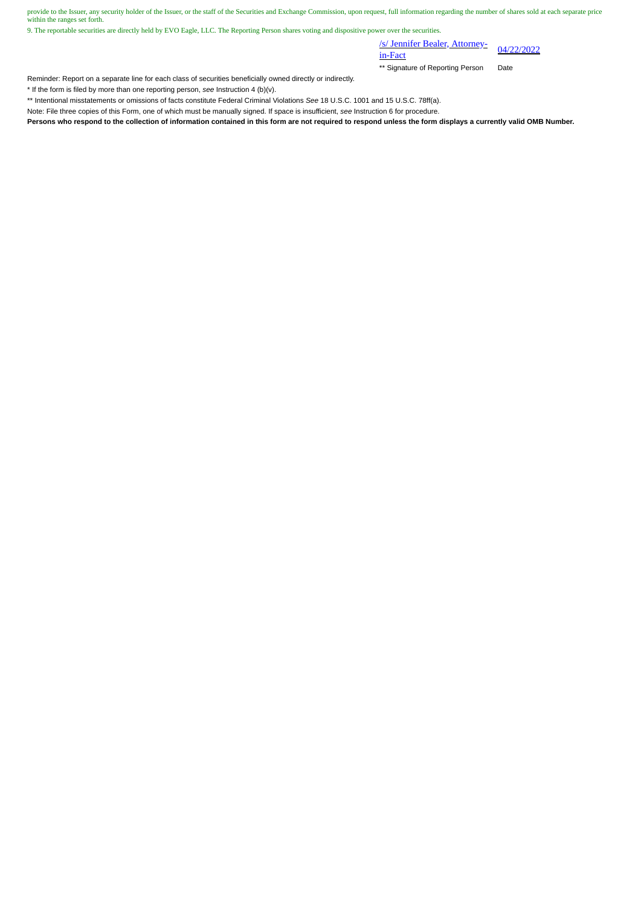provide to the Issuer, any security holder of the Issuer, or the staff of the Securities and Exchange Commission, upon request, full information regarding the number of shares sold at each separate price within the ranges set forth.

9. The reportable securities are directly held by EVO Eagle, LLC. The Reporting Person shares voting and dispositive power over the securities.

| | |
|---|---|
| /s/ Jennifer Bealer, Attorney-in-Fact | 04/22/2022 |
| ** Signature of Reporting Person | Date |

Reminder: Report on a separate line for each class of securities beneficially owned directly or indirectly.

* If the form is filed by more than one reporting person, *see* Instruction 4 (b)(v).

** Intentional misstatements or omissions of facts constitute Federal Criminal Violations *See* 18 U.S.C. 1001 and 15 U.S.C. 78ff(a).

Note: File three copies of this Form, one of which must be manually signed. If space is insufficient, *see* Instruction 6 for procedure.

**Persons who respond to the collection of information contained in this form are not required to respond unless the form displays a currently valid OMB Number.**